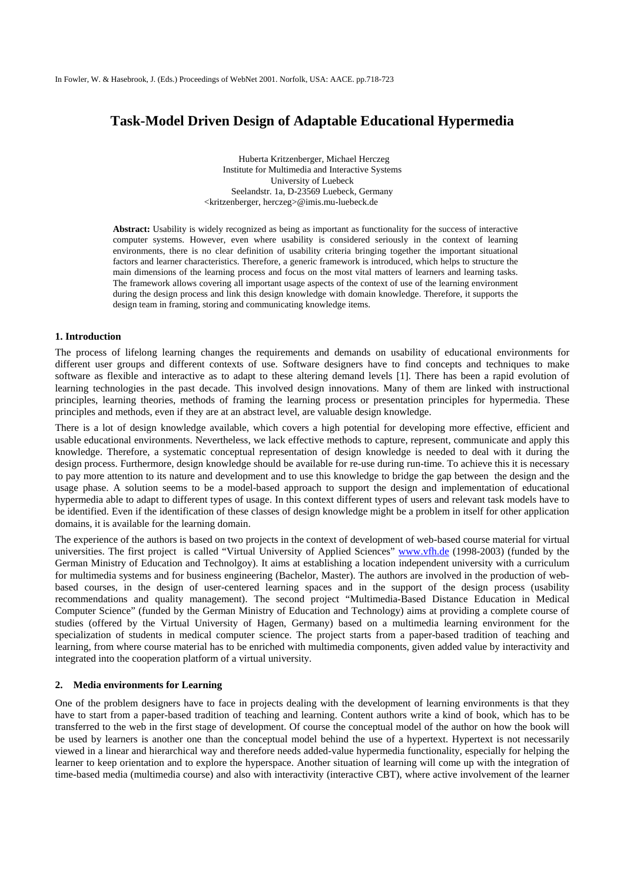In Fowler, W. & Hasebrook, J. (Eds.) Proceedings of WebNet 2001. Norfolk, USA: AACE. pp.718-723

# Task-Model Driven Design of Adaptable Educational Hypermedia

Huberta Kritzenberger, Michael Herczeg
Institute for Multimedia and Interactive Systems
University of Luebeck
Seelandstr. 1a, D-23569 Luebeck, Germany
<kritzenberger, herczeg>@imis.mu-luebeck.de

**Abstract:** Usability is widely recognized as being as important as functionality for the success of interactive computer systems. However, even where usability is considered seriously in the context of learning environments, there is no clear definition of usability criteria bringing together the important situational factors and learner characteristics. Therefore, a generic framework is introduced, which helps to structure the main dimensions of the learning process and focus on the most vital matters of learners and learning tasks. The framework allows covering all important usage aspects of the context of use of the learning environment during the design process and link this design knowledge with domain knowledge. Therefore, it supports the design team in framing, storing and communicating knowledge items.

## 1. Introduction

The process of lifelong learning changes the requirements and demands on usability of educational environments for different user groups and different contexts of use. Software designers have to find concepts and techniques to make software as flexible and interactive as to adapt to these altering demand levels [1]. There has been a rapid evolution of learning technologies in the past decade. This involved design innovations. Many of them are linked with instructional principles, learning theories, methods of framing the learning process or presentation principles for hypermedia. These principles and methods, even if they are at an abstract level, are valuable design knowledge.

There is a lot of design knowledge available, which covers a high potential for developing more effective, efficient and usable educational environments. Nevertheless, we lack effective methods to capture, represent, communicate and apply this knowledge. Therefore, a systematic conceptual representation of design knowledge is needed to deal with it during the design process. Furthermore, design knowledge should be available for re-use during run-time. To achieve this it is necessary to pay more attention to its nature and development and to use this knowledge to bridge the gap between the design and the usage phase. A solution seems to be a model-based approach to support the design and implementation of educational hypermedia able to adapt to different types of usage. In this context different types of users and relevant task models have to be identified. Even if the identification of these classes of design knowledge might be a problem in itself for other application domains, it is available for the learning domain.

The experience of the authors is based on two projects in the context of development of web-based course material for virtual universities. The first project is called "Virtual University of Applied Sciences" www.vfh.de (1998-2003) (funded by the German Ministry of Education and Technolgoy). It aims at establishing a location independent university with a curriculum for multimedia systems and for business engineering (Bachelor, Master). The authors are involved in the production of web-based courses, in the design of user-centered learning spaces and in the support of the design process (usability recommendations and quality management). The second project "Multimedia-Based Distance Education in Medical Computer Science" (funded by the German Ministry of Education and Technology) aims at providing a complete course of studies (offered by the Virtual University of Hagen, Germany) based on a multimedia learning environment for the specialization of students in medical computer science. The project starts from a paper-based tradition of teaching and learning, from where course material has to be enriched with multimedia components, given added value by interactivity and integrated into the cooperation platform of a virtual university.

## 2. Media environments for Learning

One of the problem designers have to face in projects dealing with the development of learning environments is that they have to start from a paper-based tradition of teaching and learning. Content authors write a kind of book, which has to be transferred to the web in the first stage of development. Of course the conceptual model of the author on how the book will be used by learners is another one than the conceptual model behind the use of a hypertext. Hypertext is not necessarily viewed in a linear and hierarchical way and therefore needs added-value hypermedia functionality, especially for helping the learner to keep orientation and to explore the hyperspace. Another situation of learning will come up with the integration of time-based media (multimedia course) and also with interactivity (interactive CBT), where active involvement of the learner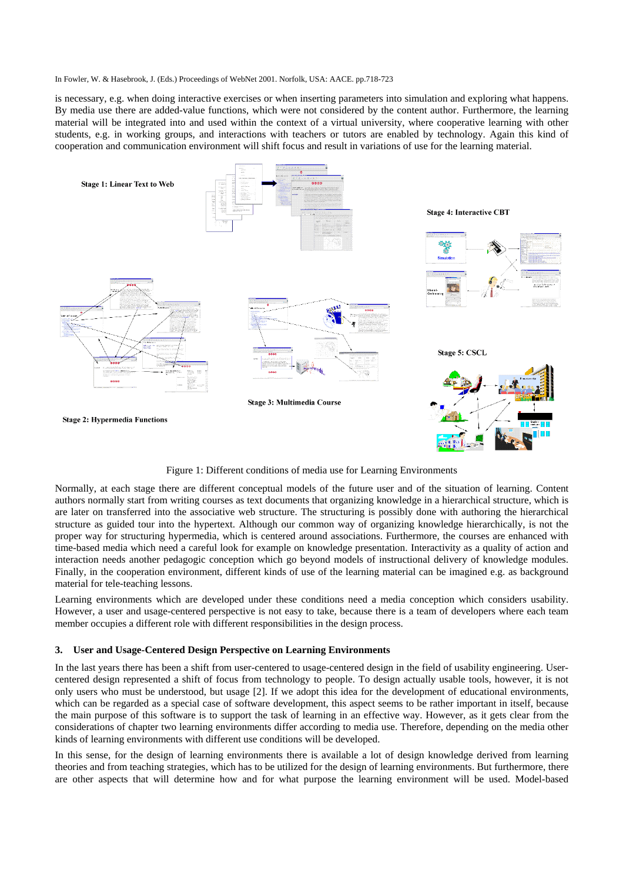is necessary, e.g. when doing interactive exercises or when inserting parameters into simulation and exploring what happens. By media use there are added-value functions, which were not considered by the content author. Furthermore, the learning material will be integrated into and used within the context of a virtual university, where cooperative learning with other students, e.g. in working groups, and interactions with teachers or tutors are enabled by technology. Again this kind of cooperation and communication environment will shift focus and result in variations of use for the learning material.

Figure 1: Different conditions of media use for Learning Environments

Normally, at each stage there are different conceptual models of the future user and of the situation of learning. Content authors normally start from writing courses as text documents that organizing knowledge in a hierarchical structure, which is are later on transferred into the associative web structure. The structuring is possibly done with authoring the hierarchical structure as guided tour into the hypertext. Although our common way of organizing knowledge hierarchically, is not the proper way for structuring hypermedia, which is centered around associations. Furthermore, the courses are enhanced with time-based media which need a careful look for example on knowledge presentation. Interactivity as a quality of action and interaction needs another pedagogic conception which go beyond models of instructional delivery of knowledge modules. Finally, in the cooperation environment, different kinds of use of the learning material can be imagined e.g. as background material for tele-teaching lessons.

Learning environments which are developed under these conditions need a media conception which considers usability. However, a user and usage-centered perspective is not easy to take, because there is a team of developers where each team member occupies a different role with different responsibilities in the design process.

## 3. User and Usage-Centered Design Perspective on Learning Environments

In the last years there has been a shift from user-centered to usage-centered design in the field of usability engineering. User-centered design represented a shift of focus from technology to people. To design actually usable tools, however, it is not only users who must be understood, but usage [2]. If we adopt this idea for the development of educational environments, which can be regarded as a special case of software development, this aspect seems to be rather important in itself, because the main purpose of this software is to support the task of learning in an effective way. However, as it gets clear from the considerations of chapter two learning environments differ according to media use. Therefore, depending on the media other kinds of learning environments with different use conditions will be developed.

In this sense, for the design of learning environments there is available a lot of design knowledge derived from learning theories and from teaching strategies, which has to be utilized for the design of learning environments. But furthermore, there are other aspects that will determine how and for what purpose the learning environment will be used. Model-based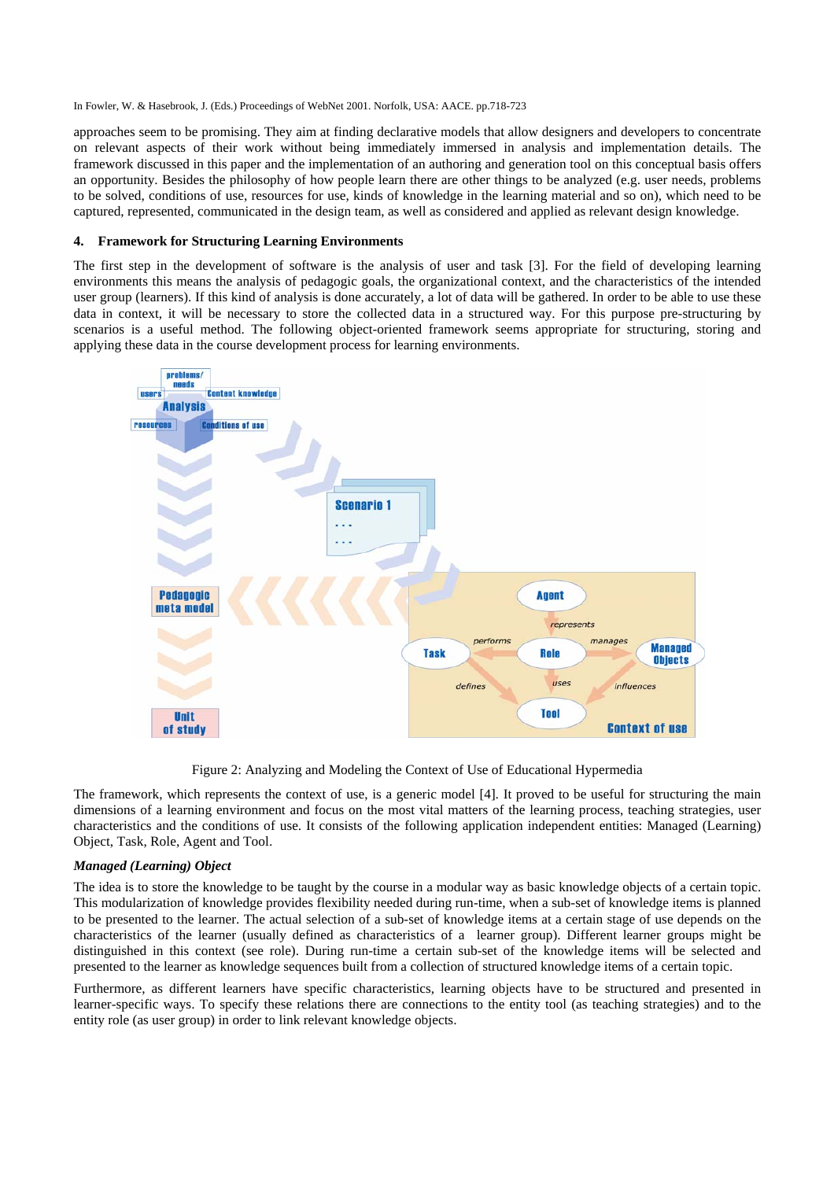approaches seem to be promising. They aim at finding declarative models that allow designers and developers to concentrate on relevant aspects of their work without being immediately immersed in analysis and implementation details. The framework discussed in this paper and the implementation of an authoring and generation tool on this conceptual basis offers an opportunity. Besides the philosophy of how people learn there are other things to be analyzed (e.g. user needs, problems to be solved, conditions of use, resources for use, kinds of knowledge in the learning material and so on), which need to be captured, represented, communicated in the design team, as well as considered and applied as relevant design knowledge.

## 4. Framework for Structuring Learning Environments

The first step in the development of software is the analysis of user and task [3]. For the field of developing learning environments this means the analysis of pedagogic goals, the organizational context, and the characteristics of the intended user group (learners). If this kind of analysis is done accurately, a lot of data will be gathered. In order to be able to use these data in context, it will be necessary to store the collected data in a structured way. For this purpose pre-structuring by scenarios is a useful method. The following object-oriented framework seems appropriate for structuring, storing and applying these data in the course development process for learning environments.

Figure 2: Analyzing and Modeling the Context of Use of Educational Hypermedia

The framework, which represents the context of use, is a generic model [4]. It proved to be useful for structuring the main dimensions of a learning environment and focus on the most vital matters of the learning process, teaching strategies, user characteristics and the conditions of use. It consists of the following application independent entities: Managed (Learning) Object, Task, Role, Agent and Tool.

### *Managed (Learning) Object*

The idea is to store the knowledge to be taught by the course in a modular way as basic knowledge objects of a certain topic. This modularization of knowledge provides flexibility needed during run-time, when a sub-set of knowledge items is planned to be presented to the learner. The actual selection of a sub-set of knowledge items at a certain stage of use depends on the characteristics of the learner (usually defined as characteristics of a learner group). Different learner groups might be distinguished in this context (see role). During run-time a certain sub-set of the knowledge items will be selected and presented to the learner as knowledge sequences built from a collection of structured knowledge items of a certain topic.

Furthermore, as different learners have specific characteristics, learning objects have to be structured and presented in learner-specific ways. To specify these relations there are connections to the entity tool (as teaching strategies) and to the entity role (as user group) in order to link relevant knowledge objects.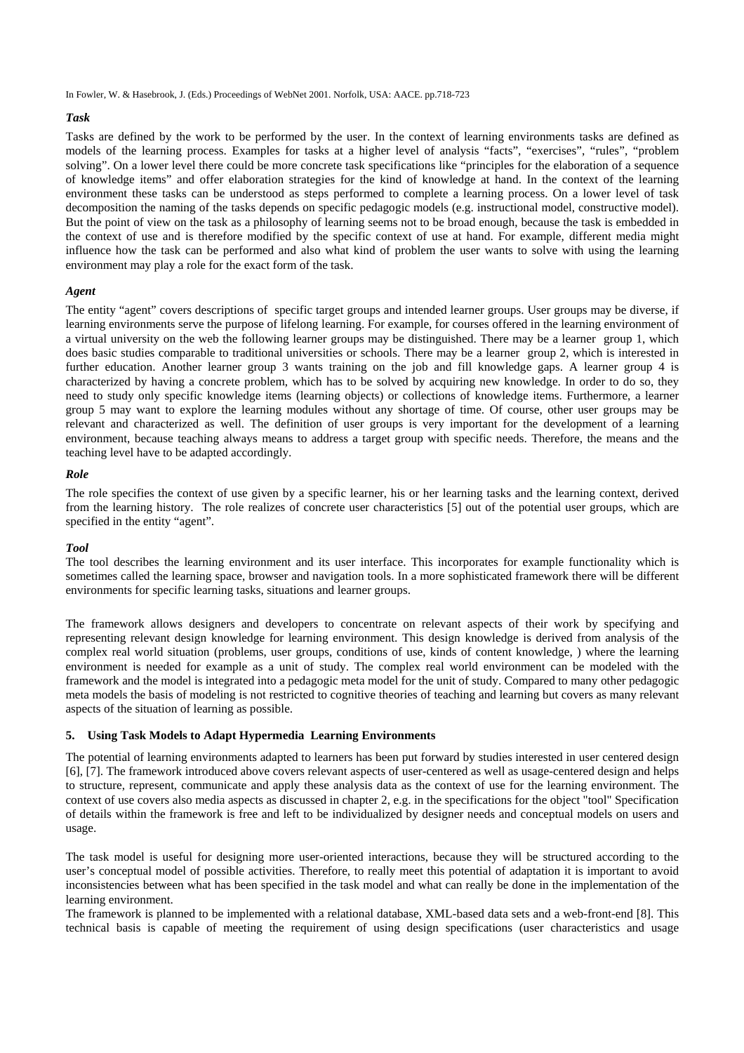### *Task*

Tasks are defined by the work to be performed by the user. In the context of learning environments tasks are defined as models of the learning process. Examples for tasks at a higher level of analysis "facts", "exercises", "rules", "problem solving". On a lower level there could be more concrete task specifications like "principles for the elaboration of a sequence of knowledge items" and offer elaboration strategies for the kind of knowledge at hand. In the context of the learning environment these tasks can be understood as steps performed to complete a learning process. On a lower level of task decomposition the naming of the tasks depends on specific pedagogic models (e.g. instructional model, constructive model). But the point of view on the task as a philosophy of learning seems not to be broad enough, because the task is embedded in the context of use and is therefore modified by the specific context of use at hand. For example, different media might influence how the task can be performed and also what kind of problem the user wants to solve with using the learning environment may play a role for the exact form of the task.

### *Agent*

The entity "agent" covers descriptions of specific target groups and intended learner groups. User groups may be diverse, if learning environments serve the purpose of lifelong learning. For example, for courses offered in the learning environment of a virtual university on the web the following learner groups may be distinguished. There may be a learner group 1, which does basic studies comparable to traditional universities or schools. There may be a learner group 2, which is interested in further education. Another learner group 3 wants training on the job and fill knowledge gaps. A learner group 4 is characterized by having a concrete problem, which has to be solved by acquiring new knowledge. In order to do so, they need to study only specific knowledge items (learning objects) or collections of knowledge items. Furthermore, a learner group 5 may want to explore the learning modules without any shortage of time. Of course, other user groups may be relevant and characterized as well. The definition of user groups is very important for the development of a learning environment, because teaching always means to address a target group with specific needs. Therefore, the means and the teaching level have to be adapted accordingly.

### *Role*

The role specifies the context of use given by a specific learner, his or her learning tasks and the learning context, derived from the learning history. The role realizes of concrete user characteristics [5] out of the potential user groups, which are specified in the entity "agent".

### *Tool*

The tool describes the learning environment and its user interface. This incorporates for example functionality which is sometimes called the learning space, browser and navigation tools. In a more sophisticated framework there will be different environments for specific learning tasks, situations and learner groups.

The framework allows designers and developers to concentrate on relevant aspects of their work by specifying and representing relevant design knowledge for learning environment. This design knowledge is derived from analysis of the complex real world situation (problems, user groups, conditions of use, kinds of content knowledge, ) where the learning environment is needed for example as a unit of study. The complex real world environment can be modeled with the framework and the model is integrated into a pedagogic meta model for the unit of study. Compared to many other pedagogic meta models the basis of modeling is not restricted to cognitive theories of teaching and learning but covers as many relevant aspects of the situation of learning as possible.

## 5. Using Task Models to Adapt Hypermedia Learning Environments

The potential of learning environments adapted to learners has been put forward by studies interested in user centered design [6], [7]. The framework introduced above covers relevant aspects of user-centered as well as usage-centered design and helps to structure, represent, communicate and apply these analysis data as the context of use for the learning environment. The context of use covers also media aspects as discussed in chapter 2, e.g. in the specifications for the object "tool" Specification of details within the framework is free and left to be individualized by designer needs and conceptual models on users and usage.

The task model is useful for designing more user-oriented interactions, because they will be structured according to the user's conceptual model of possible activities. Therefore, to really meet this potential of adaptation it is important to avoid inconsistencies between what has been specified in the task model and what can really be done in the implementation of the learning environment.

The framework is planned to be implemented with a relational database, XML-based data sets and a web-front-end [8]. This technical basis is capable of meeting the requirement of using design specifications (user characteristics and usage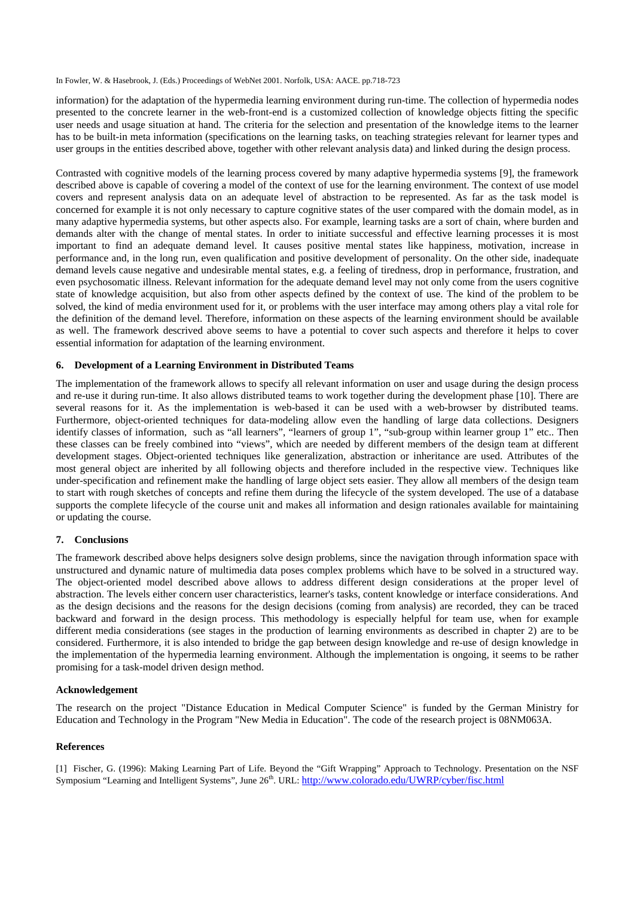information) for the adaptation of the hypermedia learning environment during run-time. The collection of hypermedia nodes presented to the concrete learner in the web-front-end is a customized collection of knowledge objects fitting the specific user needs and usage situation at hand. The criteria for the selection and presentation of the knowledge items to the learner has to be built-in meta information (specifications on the learning tasks, on teaching strategies relevant for learner types and user groups in the entities described above, together with other relevant analysis data) and linked during the design process.

Contrasted with cognitive models of the learning process covered by many adaptive hypermedia systems [9], the framework described above is capable of covering a model of the context of use for the learning environment. The context of use model covers and represent analysis data on an adequate level of abstraction to be represented. As far as the task model is concerned for example it is not only necessary to capture cognitive states of the user compared with the domain model, as in many adaptive hypermedia systems, but other aspects also. For example, learning tasks are a sort of chain, where burden and demands alter with the change of mental states. In order to initiate successful and effective learning processes it is most important to find an adequate demand level. It causes positive mental states like happiness, motivation, increase in performance and, in the long run, even qualification and positive development of personality. On the other side, inadequate demand levels cause negative and undesirable mental states, e.g. a feeling of tiredness, drop in performance, frustration, and even psychosomatic illness. Relevant information for the adequate demand level may not only come from the users cognitive state of knowledge acquisition, but also from other aspects defined by the context of use. The kind of the problem to be solved, the kind of media environment used for it, or problems with the user interface may among others play a vital role for the definition of the demand level. Therefore, information on these aspects of the learning environment should be available as well. The framework descrived above seems to have a potential to cover such aspects and therefore it helps to cover essential information for adaptation of the learning environment.

## 6. Development of a Learning Environment in Distributed Teams

The implementation of the framework allows to specify all relevant information on user and usage during the design process and re-use it during run-time. It also allows distributed teams to work together during the development phase [10]. There are several reasons for it. As the implementation is web-based it can be used with a web-browser by distributed teams. Furthermore, object-oriented techniques for data-modeling allow even the handling of large data collections. Designers identify classes of information, such as "all learners", "learners of group 1", "sub-group within learner group 1" etc.. Then these classes can be freely combined into "views", which are needed by different members of the design team at different development stages. Object-oriented techniques like generalization, abstraction or inheritance are used. Attributes of the most general object are inherited by all following objects and therefore included in the respective view. Techniques like under-specification and refinement make the handling of large object sets easier. They allow all members of the design team to start with rough sketches of concepts and refine them during the lifecycle of the system developed. The use of a database supports the complete lifecycle of the course unit and makes all information and design rationales available for maintaining or updating the course.

## 7. Conclusions

The framework described above helps designers solve design problems, since the navigation through information space with unstructured and dynamic nature of multimedia data poses complex problems which have to be solved in a structured way. The object-oriented model described above allows to address different design considerations at the proper level of abstraction. The levels either concern user characteristics, learner's tasks, content knowledge or interface considerations. And as the design decisions and the reasons for the design decisions (coming from analysis) are recorded, they can be traced backward and forward in the design process. This methodology is especially helpful for team use, when for example different media considerations (see stages in the production of learning environments as described in chapter 2) are to be considered. Furthermore, it is also intended to bridge the gap between design knowledge and re-use of design knowledge in the implementation of the hypermedia learning environment. Although the implementation is ongoing, it seems to be rather promising for a task-model driven design method.

### Acknowledgement

The research on the project "Distance Education in Medical Computer Science" is funded by the German Ministry for Education and Technology in the Program "New Media in Education". The code of the research project is 08NM063A.

### References

[1] Fischer, G. (1996): Making Learning Part of Life. Beyond the "Gift Wrapping" Approach to Technology. Presentation on the NSF Symposium "Learning and Intelligent Systems", June 26th. URL: http://www.colorado.edu/UWRP/cyber/fisc.html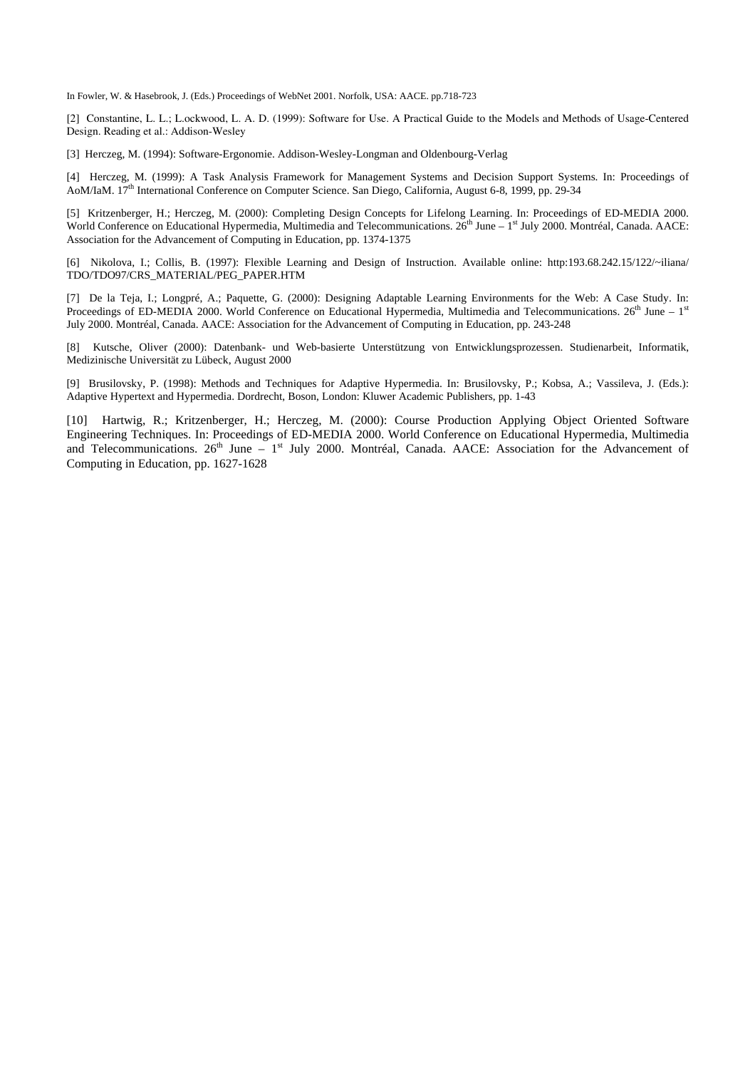In Fowler, W. & Hasebrook, J. (Eds.) Proceedings of WebNet 2001. Norfolk, USA: AACE. pp.718-723

[2] Constantine, L. L.; L.ockwood, L. A. D. (1999): Software for Use. A Practical Guide to the Models and Methods of Usage-Centered Design. Reading et al.: Addison-Wesley

[3] Herczeg, M. (1994): Software-Ergonomie. Addison-Wesley-Longman and Oldenbourg-Verlag

[4] Herczeg, M. (1999): A Task Analysis Framework for Management Systems and Decision Support Systems. In: Proceedings of AoM/IaM. 17th International Conference on Computer Science. San Diego, California, August 6-8, 1999, pp. 29-34

[5] Kritzenberger, H.; Herczeg, M. (2000): Completing Design Concepts for Lifelong Learning. In: Proceedings of ED-MEDIA 2000. World Conference on Educational Hypermedia, Multimedia and Telecommunications. 26th June – 1st July 2000. Montréal, Canada. AACE: Association for the Advancement of Computing in Education, pp. 1374-1375

[6] Nikolova, I.; Collis, B. (1997): Flexible Learning and Design of Instruction. Available online: http:193.68.242.15/122/~iliana/TDO/TDO97/CRS_MATERIAL/PEG_PAPER.HTM

[7] De la Teja, I.; Longpré, A.; Paquette, G. (2000): Designing Adaptable Learning Environments for the Web: A Case Study. In: Proceedings of ED-MEDIA 2000. World Conference on Educational Hypermedia, Multimedia and Telecommunications. 26th June – 1st July 2000. Montréal, Canada. AACE: Association for the Advancement of Computing in Education, pp. 243-248

[8] Kutsche, Oliver (2000): Datenbank- und Web-basierte Unterstützung von Entwicklungsprozessen. Studienarbeit, Informatik, Medizinische Universität zu Lübeck, August 2000

[9] Brusilovsky, P. (1998): Methods and Techniques for Adaptive Hypermedia. In: Brusilovsky, P.; Kobsa, A.; Vassileva, J. (Eds.): Adaptive Hypertext and Hypermedia. Dordrecht, Boson, London: Kluwer Academic Publishers, pp. 1-43

[10] Hartwig, R.; Kritzenberger, H.; Herczeg, M. (2000): Course Production Applying Object Oriented Software Engineering Techniques. In: Proceedings of ED-MEDIA 2000. World Conference on Educational Hypermedia, Multimedia and Telecommunications. 26th June – 1st July 2000. Montréal, Canada. AACE: Association for the Advancement of Computing in Education, pp. 1627-1628